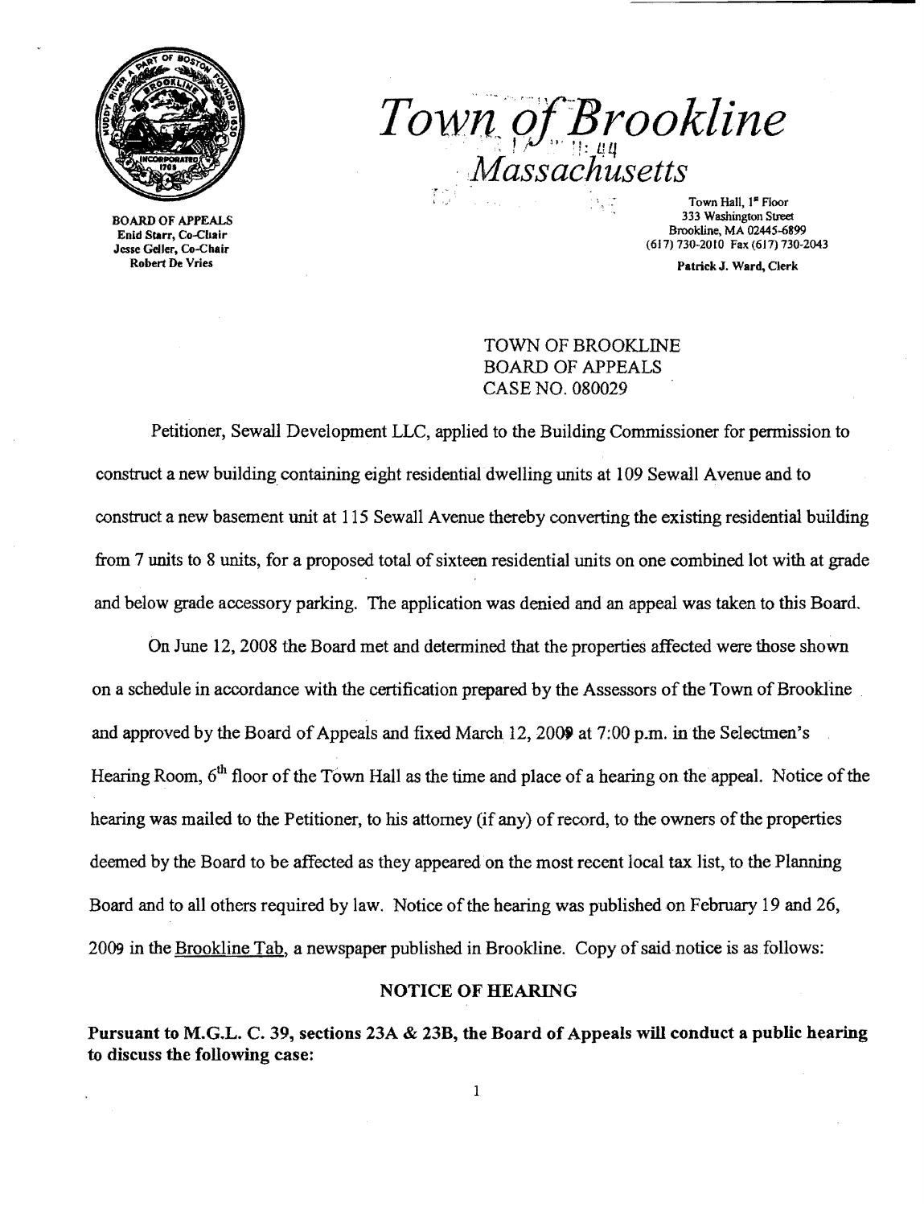BOARD OF APPEALS
Enid Starr, Co-Chair
Jesse Geller, Co-Chair
Robert De Vries

# Town of Brookline
## Massachusetts

Town Hall, 1st Floor
333 Washington Street
Brookline, MA 02445-6899
(617) 730-2010 Fax (617) 730-2043

Patrick J. Ward, Clerk

TOWN OF BROOKLINE
BOARD OF APPEALS
CASE NO. 080029

Petitioner, Sewall Development LLC, applied to the Building Commissioner for permission to construct a new building containing eight residential dwelling units at 109 Sewall Avenue and to construct a new basement unit at 115 Sewall Avenue thereby converting the existing residential building from 7 units to 8 units, for a proposed total of sixteen residential units on one combined lot with at grade and below grade accessory parking. The application was denied and an appeal was taken to this Board.

On June 12, 2008 the Board met and determined that the properties affected were those shown on a schedule in accordance with the certification prepared by the Assessors of the Town of Brookline and approved by the Board of Appeals and fixed March 12, 2009 at 7:00 p.m. in the Selectmen's Hearing Room, 6th floor of the Town Hall as the time and place of a hearing on the appeal. Notice of the hearing was mailed to the Petitioner, to his attorney (if any) of record, to the owners of the properties deemed by the Board to be affected as they appeared on the most recent local tax list, to the Planning Board and to all others required by law. Notice of the hearing was published on February 19 and 26, 2009 in the Brookline Tab, a newspaper published in Brookline. Copy of said notice is as follows:

**NOTICE OF HEARING**

**Pursuant to M.G.L. C. 39, sections 23A & 23B, the Board of Appeals will conduct a public hearing to discuss the following case:**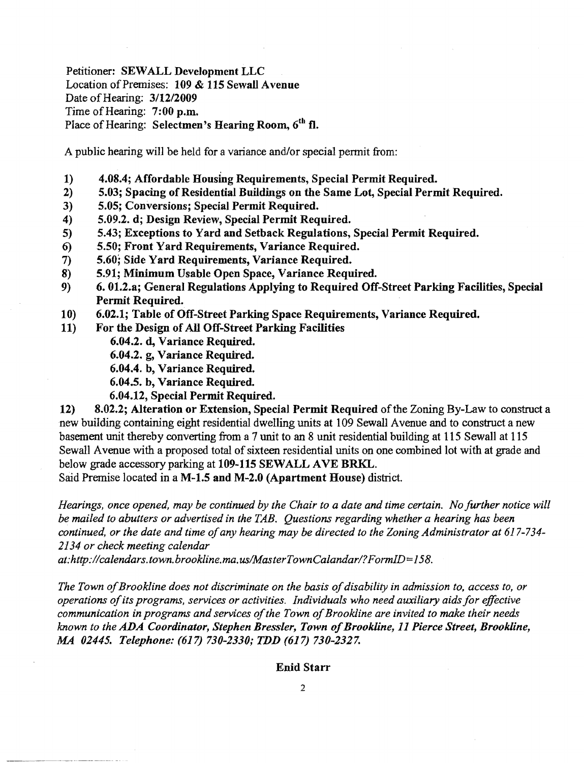Petitioner: **SEWALL Development LLC**
Location of Premises: **109 & 115 Sewall Avenue**
Date of Hearing: **3/12/2009**
Time of Hearing: **7:00 p.m.**
Place of Hearing: **Selectmen's Hearing Room, 6th fl.**

A public hearing will be held for a variance and/or special permit from:

1) **4.08.4; Affordable Housing Requirements, Special Permit Required.**
2) **5.03; Spacing of Residential Buildings on the Same Lot, Special Permit Required.**
3) **5.05; Conversions; Special Permit Required.**
4) **5.09.2. d; Design Review, Special Permit Required.**
5) **5.43; Exceptions to Yard and Setback Regulations, Special Permit Required.**
6) **5.50; Front Yard Requirements, Variance Required.**
7) **5.60; Side Yard Requirements, Variance Required.**
8) **5.91; Minimum Usable Open Space, Variance Required.**
9) **6. 01.2.a; General Regulations Applying to Required Off-Street Parking Facilities, Special Permit Required.**
10) **6.02.1; Table of Off-Street Parking Space Requirements, Variance Required.**
11) **For the Design of All Off-Street Parking Facilities**
    - **6.04.2. d, Variance Required.**
    - **6.04.2. g, Variance Required.**
    - **6.04.4. b, Variance Required.**
    - **6.04.5. b, Variance Required.**
    - **6.04.12, Special Permit Required.**

12) **8.02.2; Alteration or Extension, Special Permit Required** of the Zoning By-Law to construct a new building containing eight residential dwelling units at 109 Sewall Avenue and to construct a new basement unit thereby converting from a 7 unit to an 8 unit residential building at 115 Sewall at 115 Sewall Avenue with a proposed total of sixteen residential units on one combined lot with at grade and below grade accessory parking at **109-115 SEWALL AVE BRKL.**

Said Premise located in a **M-1.5 and M-2.0 (Apartment House)** district.

*Hearings, once opened, may be continued by the Chair to a date and time certain. No further notice will be mailed to abutters or advertised in the TAB. Questions regarding whether a hearing has been continued, or the date and time of any hearing may be directed to the Zoning Administrator at 617-734-2134 or check meeting calendar at:http://calendars.town.brookline.ma.us/MasterTownCalandar/?FormID=158.*

*The Town of Brookline does not discriminate on the basis of disability in admission to, access to, or operations of its programs, services or activities. Individuals who need auxiliary aids for effective communication in programs and services of the Town of Brookline are invited to make their needs known to the **ADA Coordinator, Stephen Bressler, Town of Brookline, 11 Pierce Street, Brookline, MA 02445. Telephone: (617) 730-2330; TDD (617) 730-2327.***

**Enid Starr**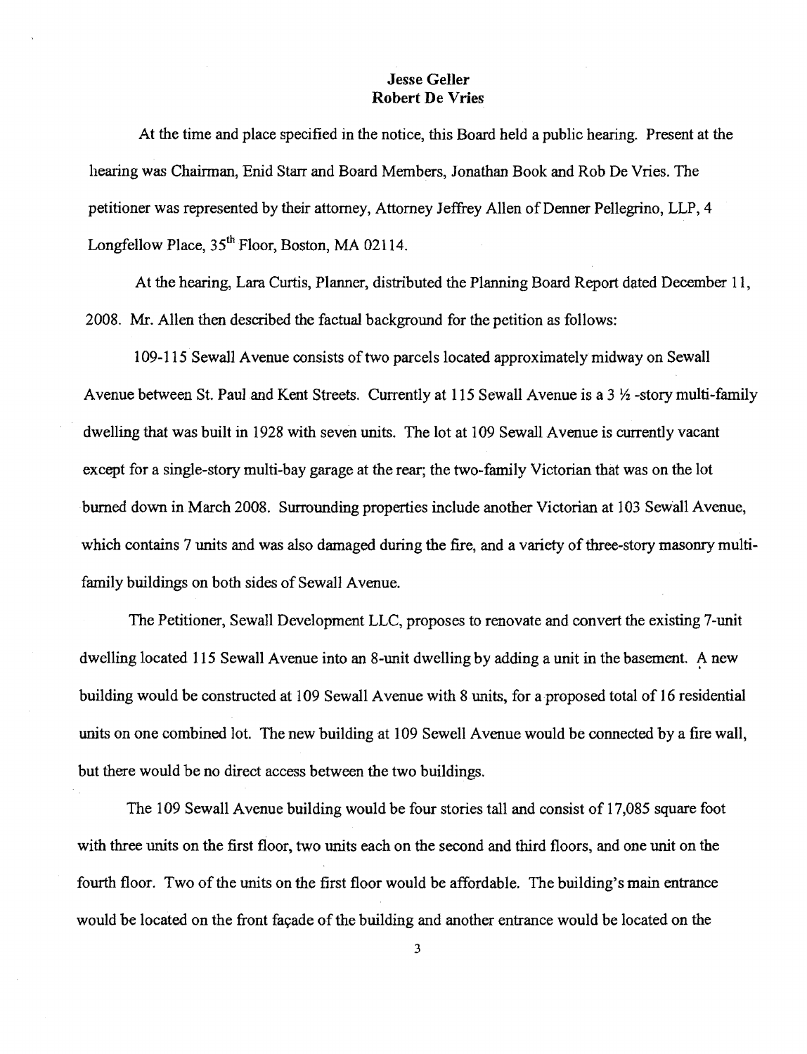**Jesse Geller**
**Robert De Vries**

At the time and place specified in the notice, this Board held a public hearing. Present at the hearing was Chairman, Enid Starr and Board Members, Jonathan Book and Rob De Vries. The petitioner was represented by their attorney, Attorney Jeffrey Allen of Denner Pellegrino, LLP, 4 Longfellow Place, 35th Floor, Boston, MA 02114.

At the hearing, Lara Curtis, Planner, distributed the Planning Board Report dated December 11, 2008. Mr. Allen then described the factual background for the petition as follows:

109-115 Sewall Avenue consists of two parcels located approximately midway on Sewall Avenue between St. Paul and Kent Streets. Currently at 115 Sewall Avenue is a 3 ½ -story multi-family dwelling that was built in 1928 with seven units. The lot at 109 Sewall Avenue is currently vacant except for a single-story multi-bay garage at the rear; the two-family Victorian that was on the lot burned down in March 2008. Surrounding properties include another Victorian at 103 Sewall Avenue, which contains 7 units and was also damaged during the fire, and a variety of three-story masonry multi-family buildings on both sides of Sewall Avenue.

The Petitioner, Sewall Development LLC, proposes to renovate and convert the existing 7-unit dwelling located 115 Sewall Avenue into an 8-unit dwelling by adding a unit in the basement. A new building would be constructed at 109 Sewall Avenue with 8 units, for a proposed total of 16 residential units on one combined lot. The new building at 109 Sewell Avenue would be connected by a fire wall, but there would be no direct access between the two buildings.

The 109 Sewall Avenue building would be four stories tall and consist of 17,085 square foot with three units on the first floor, two units each on the second and third floors, and one unit on the fourth floor. Two of the units on the first floor would be affordable. The building's main entrance would be located on the front façade of the building and another entrance would be located on the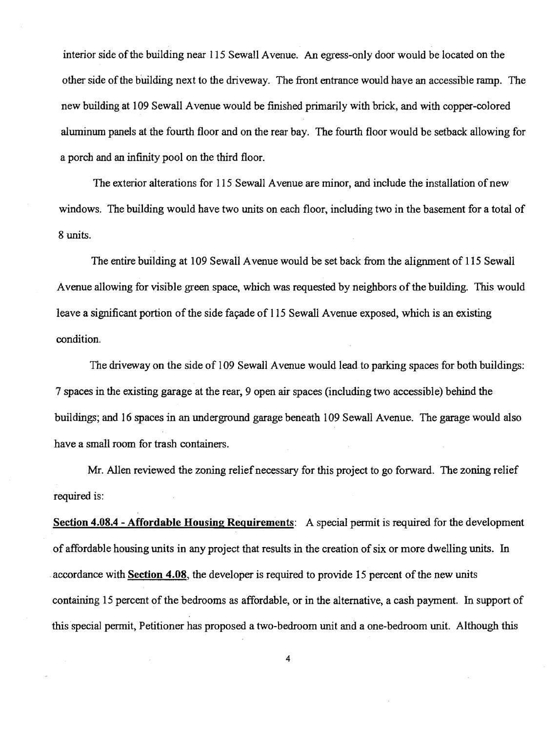interior side of the building near 115 Sewall Avenue. An egress-only door would be located on the other side of the building next to the driveway. The front entrance would have an accessible ramp. The new building at 109 Sewall Avenue would be finished primarily with brick, and with copper-colored aluminum panels at the fourth floor and on the rear bay. The fourth floor would be setback allowing for a porch and an infinity pool on the third floor.

The exterior alterations for 115 Sewall Avenue are minor, and include the installation of new windows. The building would have two units on each floor, including two in the basement for a total of 8 units.

The entire building at 109 Sewall Avenue would be set back from the alignment of 115 Sewall Avenue allowing for visible green space, which was requested by neighbors of the building. This would leave a significant portion of the side façade of 115 Sewall Avenue exposed, which is an existing condition.

The driveway on the side of 109 Sewall Avenue would lead to parking spaces for both buildings: 7 spaces in the existing garage at the rear, 9 open air spaces (including two accessible) behind the buildings; and 16 spaces in an underground garage beneath 109 Sewall Avenue. The garage would also have a small room for trash containers.

Mr. Allen reviewed the zoning relief necessary for this project to go forward. The zoning relief required is:

**Section 4.08.4 - Affordable Housing Requirements**: A special permit is required for the development of affordable housing units in any project that results in the creation of six or more dwelling units. In accordance with **Section 4.08**, the developer is required to provide 15 percent of the new units containing 15 percent of the bedrooms as affordable, or in the alternative, a cash payment. In support of this special permit, Petitioner has proposed a two-bedroom unit and a one-bedroom unit. Although this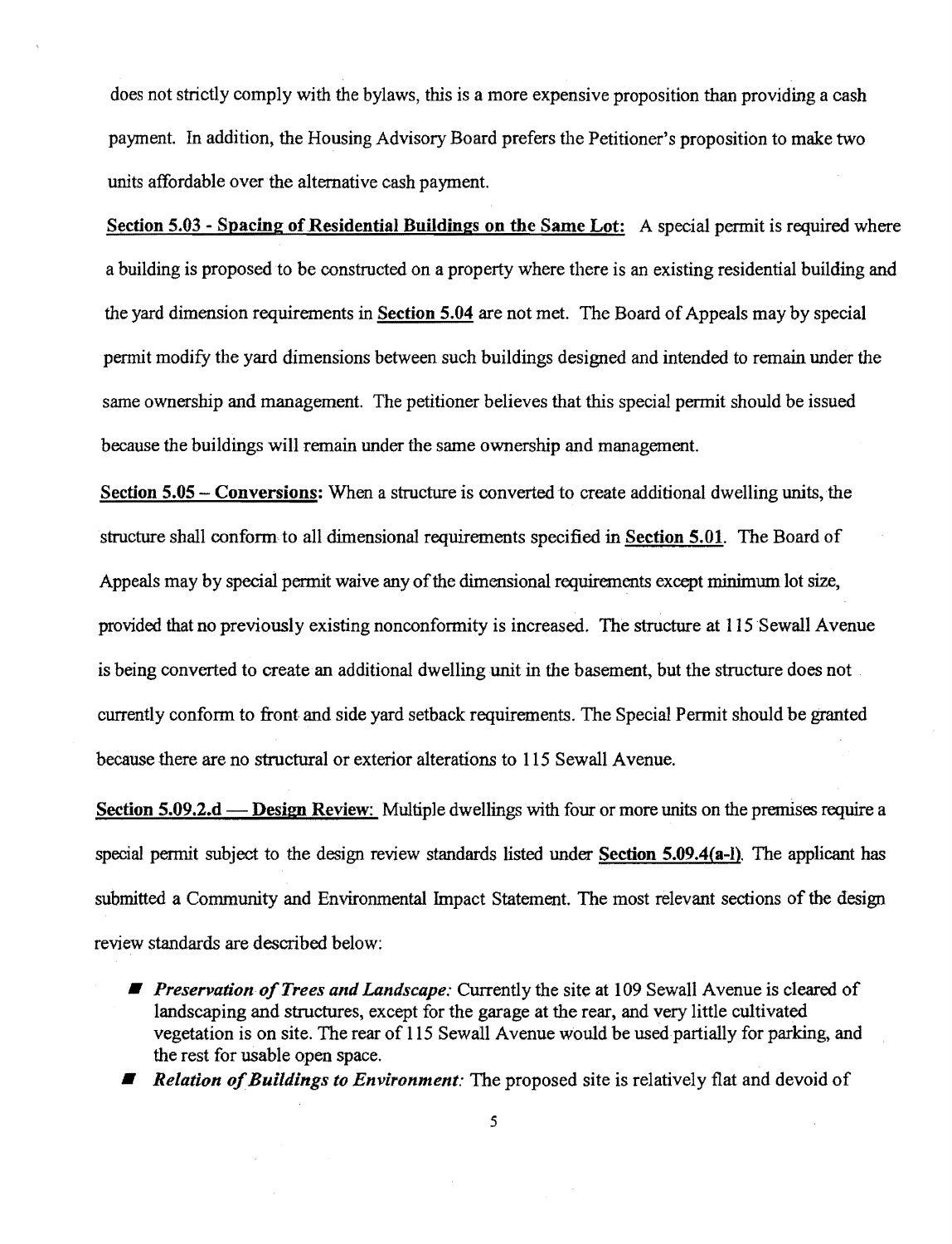does not strictly comply with the bylaws, this is a more expensive proposition than providing a cash payment. In addition, the Housing Advisory Board prefers the Petitioner's proposition to make two units affordable over the alternative cash payment.

**Section 5.03 - Spacing of Residential Buildings on the Same Lot:** A special permit is required where a building is proposed to be constructed on a property where there is an existing residential building and the yard dimension requirements in **Section 5.04** are not met. The Board of Appeals may by special permit modify the yard dimensions between such buildings designed and intended to remain under the same ownership and management. The petitioner believes that this special permit should be issued because the buildings will remain under the same ownership and management.

**Section 5.05 – Conversions:** When a structure is converted to create additional dwelling units, the structure shall conform to all dimensional requirements specified in **Section 5.01**. The Board of Appeals may by special permit waive any of the dimensional requirements except minimum lot size, provided that no previously existing nonconformity is increased. The structure at 115 Sewall Avenue is being converted to create an additional dwelling unit in the basement, but the structure does not currently conform to front and side yard setback requirements. The Special Permit should be granted because there are no structural or exterior alterations to 115 Sewall Avenue.

**Section 5.09.2.d — Design Review:** Multiple dwellings with four or more units on the premises require a special permit subject to the design review standards listed under **Section 5.09.4(a-l)**. The applicant has submitted a Community and Environmental Impact Statement. The most relevant sections of the design review standards are described below:

- *Preservation of Trees and Landscape:* Currently the site at 109 Sewall Avenue is cleared of landscaping and structures, except for the garage at the rear, and very little cultivated vegetation is on site. The rear of 115 Sewall Avenue would be used partially for parking, and the rest for usable open space.
- *Relation of Buildings to Environment:* The proposed site is relatively flat and devoid of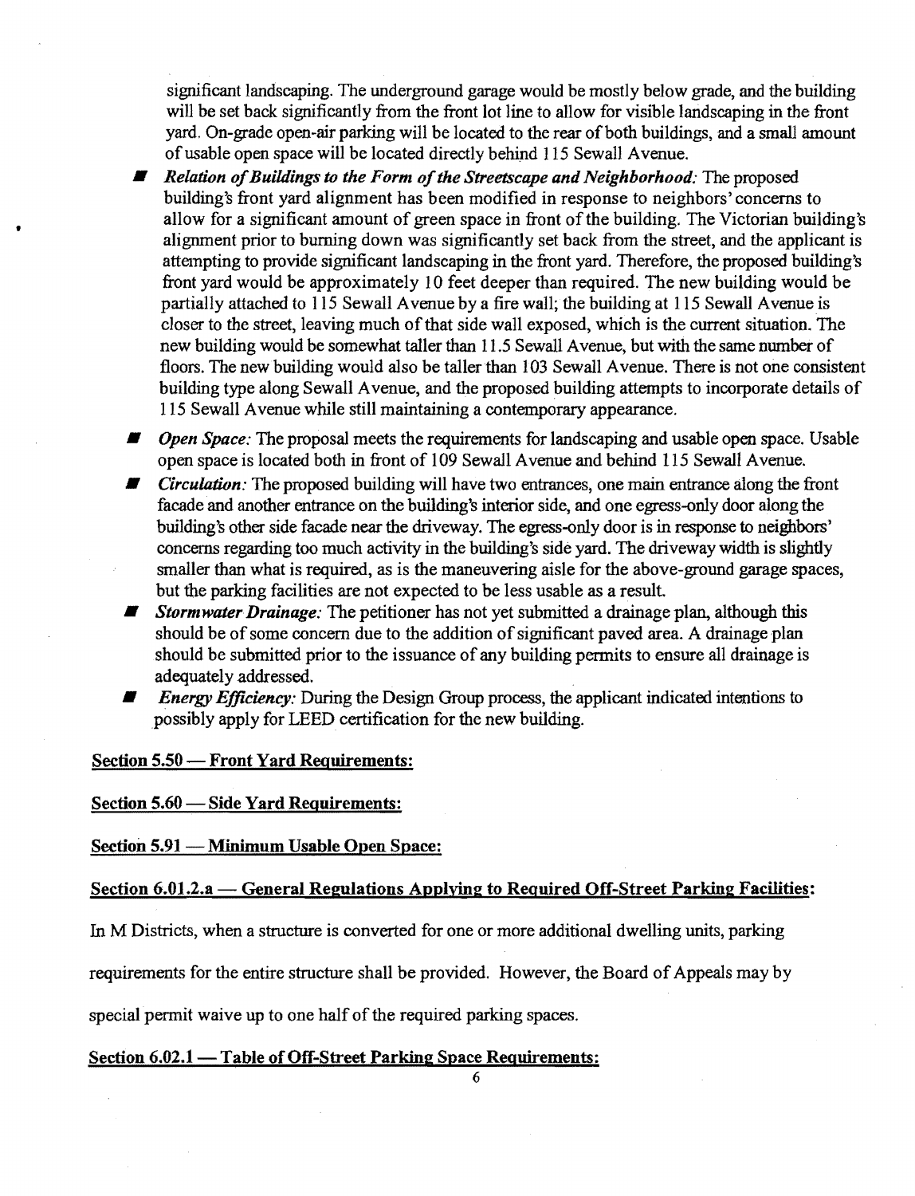significant landscaping. The underground garage would be mostly below grade, and the building will be set back significantly from the front lot line to allow for visible landscaping in the front yard. On-grade open-air parking will be located to the rear of both buildings, and a small amount of usable open space will be located directly behind 115 Sewall Avenue.

- ***Relation of Buildings to the Form of the Streetscape and Neighborhood:*** The proposed building's front yard alignment has been modified in response to neighbors' concerns to allow for a significant amount of green space in front of the building. The Victorian building's alignment prior to burning down was significantly set back from the street, and the applicant is attempting to provide significant landscaping in the front yard. Therefore, the proposed building's front yard would be approximately 10 feet deeper than required. The new building would be partially attached to 115 Sewall Avenue by a fire wall; the building at 115 Sewall Avenue is closer to the street, leaving much of that side wall exposed, which is the current situation. The new building would be somewhat taller than 11.5 Sewall Avenue, but with the same number of floors. The new building would also be taller than 103 Sewall Avenue. There is not one consistent building type along Sewall Avenue, and the proposed building attempts to incorporate details of 115 Sewall Avenue while still maintaining a contemporary appearance.
- ***Open Space:*** The proposal meets the requirements for landscaping and usable open space. Usable open space is located both in front of 109 Sewall Avenue and behind 115 Sewall Avenue.
- ***Circulation:*** The proposed building will have two entrances, one main entrance along the front facade and another entrance on the building's interior side, and one egress-only door along the building's other side facade near the driveway. The egress-only door is in response to neighbors' concerns regarding too much activity in the building's side yard. The driveway width is slightly smaller than what is required, as is the maneuvering aisle for the above-ground garage spaces, but the parking facilities are not expected to be less usable as a result.
- ***Stormwater Drainage:*** The petitioner has not yet submitted a drainage plan, although this should be of some concern due to the addition of significant paved area. A drainage plan should be submitted prior to the issuance of any building permits to ensure all drainage is adequately addressed.
- ***Energy Efficiency:*** During the Design Group process, the applicant indicated intentions to possibly apply for LEED certification for the new building.

**Section 5.50 — Front Yard Requirements:**

**Section 5.60 — Side Yard Requirements:**

**Section 5.91 — Minimum Usable Open Space:**

**Section 6.01.2.a — General Regulations Applying to Required Off-Street Parking Facilities:**

In M Districts, when a structure is converted for one or more additional dwelling units, parking requirements for the entire structure shall be provided. However, the Board of Appeals may by special permit waive up to one half of the required parking spaces.

**Section 6.02.1 — Table of Off-Street Parking Space Requirements:**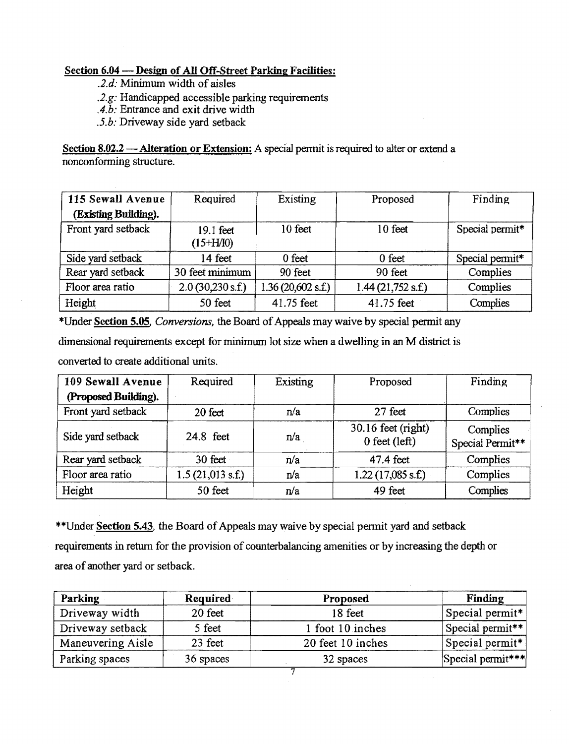**Section 6.04 — Design of All Off-Street Parking Facilities:**

*.2.d:* Minimum width of aisles
*.2.g:* Handicapped accessible parking requirements
*.4.b:* Entrance and exit drive width
*.5.b:* Driveway side yard setback

**Section 8.02.2 — Alteration or Extension:** A special permit is required to alter or extend a nonconforming structure.

| 115 Sewall Avenue (Existing Building). | Required | Existing | Proposed | Finding |
|---|---|---|---|---|
| Front yard setback | 19.1 feet (15+H/10) | 10 feet | 10 feet | Special permit* |
| Side yard setback | 14 feet | 0 feet | 0 feet | Special permit* |
| Rear yard setback | 30 feet minimum | 90 feet | 90 feet | Complies |
| Floor area ratio | 2.0 (30,230 s.f.) | 1.36 (20,602 s.f.) | 1.44 (21,752 s.f.) | Complies |
| Height | 50 feet | 41.75 feet | 41.75 feet | Complies |

*Under **Section 5.05**, *Conversions*, the Board of Appeals may waive by special permit any dimensional requirements except for minimum lot size when a dwelling in an M district is converted to create additional units.

| 109 Sewall Avenue (Proposed Building). | Required | Existing | Proposed | Finding |
|---|---|---|---|---|
| Front yard setback | 20 feet | n/a | 27 feet | Complies |
| Side yard setback | 24.8 feet | n/a | 30.16 feet (right) 0 feet (left) | Complies Special Permit** |
| Rear yard setback | 30 feet | n/a | 47.4 feet | Complies |
| Floor area ratio | 1.5 (21,013 s.f.) | n/a | 1.22 (17,085 s.f.) | Complies |
| Height | 50 feet | n/a | 49 feet | Complies |

**Under **Section 5.43**, the Board of Appeals may waive by special permit yard and setback requirements in return for the provision of counterbalancing amenities or by increasing the depth or area of another yard or setback.

| Parking | Required | Proposed | Finding |
|---|---|---|---|
| Driveway width | 20 feet | 18 feet | Special permit* |
| Driveway setback | 5 feet | 1 foot 10 inches | Special permit** |
| Maneuvering Aisle | 23 feet | 20 feet 10 inches | Special permit* |
| Parking spaces | 36 spaces | 32 spaces | Special permit*** |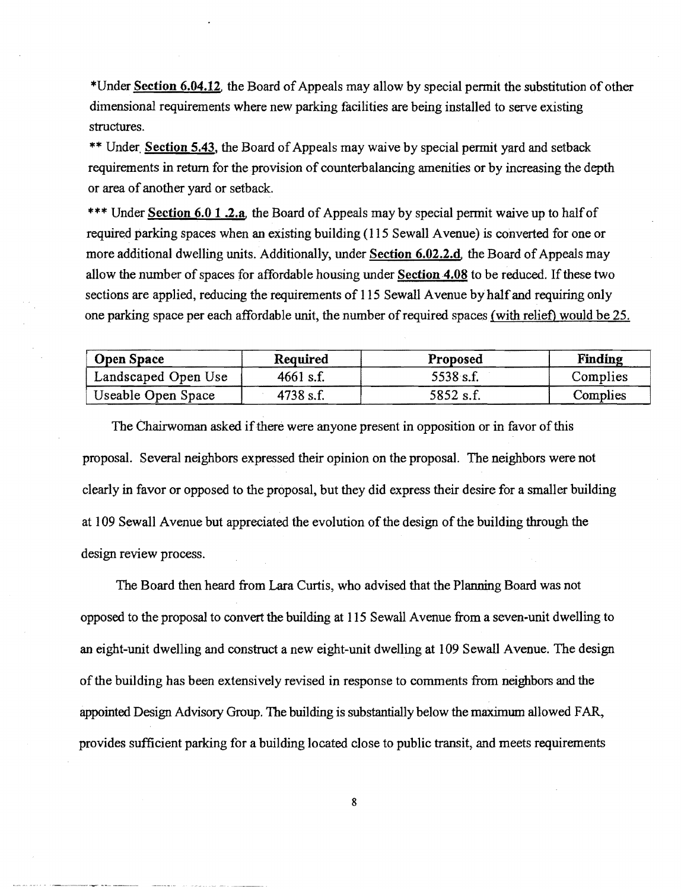*Under **Section 6.04.12**, the Board of Appeals may allow by special permit the substitution of other dimensional requirements where new parking facilities are being installed to serve existing structures.

** Under **Section 5.43**, the Board of Appeals may waive by special permit yard and setback requirements in return for the provision of counterbalancing amenities or by increasing the depth or area of another yard or setback.

*** Under **Section 6.0 1 .2.a**, the Board of Appeals may by special permit waive up to half of required parking spaces when an existing building (115 Sewall Avenue) is converted for one or more additional dwelling units. Additionally, under **Section 6.02.2.d**, the Board of Appeals may allow the number of spaces for affordable housing under **Section 4.08** to be reduced. If these two sections are applied, reducing the requirements of 115 Sewall Avenue by half and requiring only one parking space per each affordable unit, the number of required spaces <u>(with relief) would be 25.</u>

| Open Space | Required | Proposed | Finding |
|---|---|---|---|
| Landscaped Open Use | 4661 s.f. | 5538 s.f. | Complies |
| Useable Open Space | 4738 s.f. | 5852 s.f. | Complies |

The Chairwoman asked if there were anyone present in opposition or in favor of this proposal. Several neighbors expressed their opinion on the proposal. The neighbors were not clearly in favor or opposed to the proposal, but they did express their desire for a smaller building at 109 Sewall Avenue but appreciated the evolution of the design of the building through the design review process.

The Board then heard from Lara Curtis, who advised that the Planning Board was not opposed to the proposal to convert the building at 115 Sewall Avenue from a seven-unit dwelling to an eight-unit dwelling and construct a new eight-unit dwelling at 109 Sewall Avenue. The design of the building has been extensively revised in response to comments from neighbors and the appointed Design Advisory Group. The building is substantially below the maximum allowed FAR, provides sufficient parking for a building located close to public transit, and meets requirements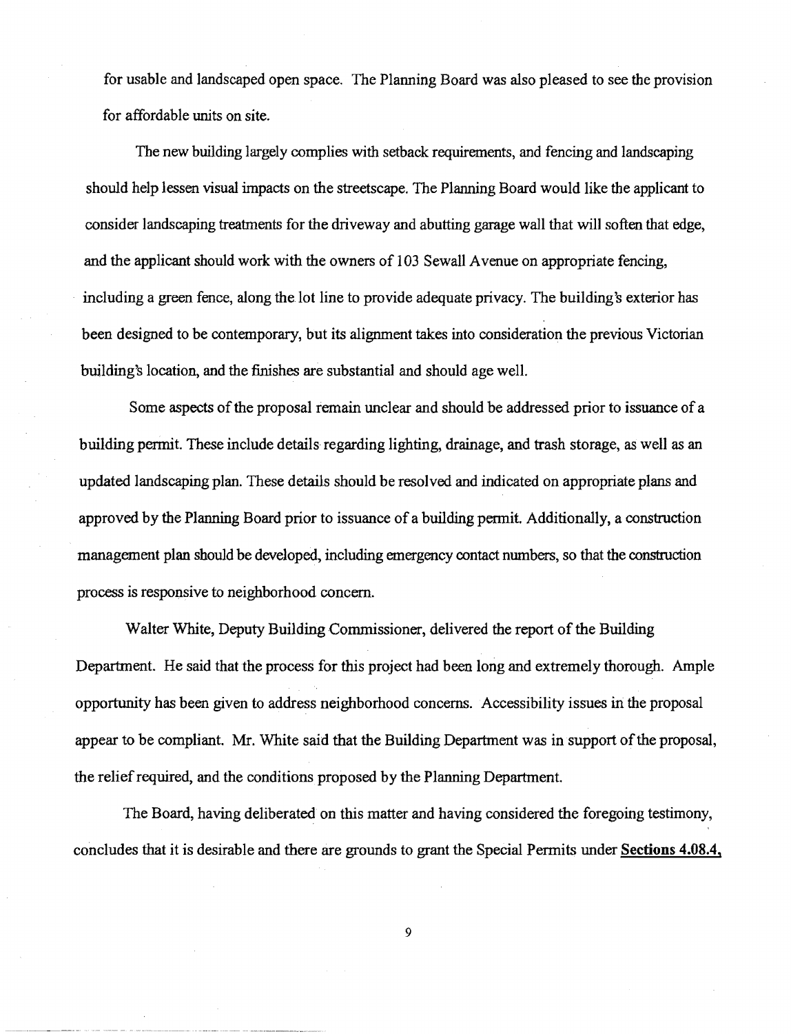for usable and landscaped open space. The Planning Board was also pleased to see the provision for affordable units on site.

The new building largely complies with setback requirements, and fencing and landscaping should help lessen visual impacts on the streetscape. The Planning Board would like the applicant to consider landscaping treatments for the driveway and abutting garage wall that will soften that edge, and the applicant should work with the owners of 103 Sewall Avenue on appropriate fencing, including a green fence, along the lot line to provide adequate privacy. The building's exterior has been designed to be contemporary, but its alignment takes into consideration the previous Victorian building's location, and the finishes are substantial and should age well.

Some aspects of the proposal remain unclear and should be addressed prior to issuance of a building permit. These include details regarding lighting, drainage, and trash storage, as well as an updated landscaping plan. These details should be resolved and indicated on appropriate plans and approved by the Planning Board prior to issuance of a building permit. Additionally, a construction management plan should be developed, including emergency contact numbers, so that the construction process is responsive to neighborhood concern.

Walter White, Deputy Building Commissioner, delivered the report of the Building Department. He said that the process for this project had been long and extremely thorough. Ample opportunity has been given to address neighborhood concerns. Accessibility issues in the proposal appear to be compliant. Mr. White said that the Building Department was in support of the proposal, the relief required, and the conditions proposed by the Planning Department.

The Board, having deliberated on this matter and having considered the foregoing testimony, concludes that it is desirable and there are grounds to grant the Special Permits under **Sections 4.08.4,**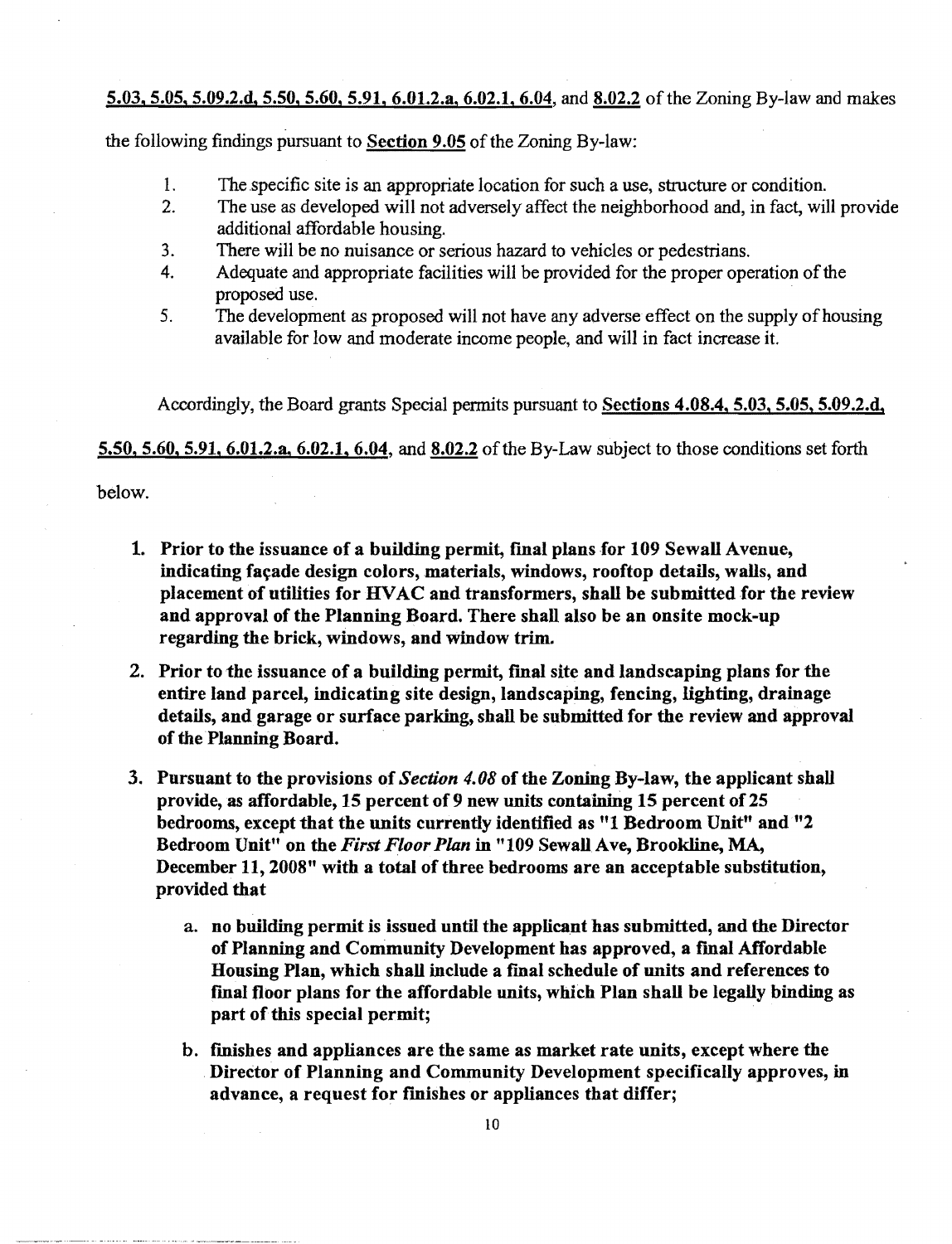**5.03, 5.05, 5.09.2.d, 5.50, 5.60, 5.91, 6.01.2.a, 6.02.1, 6.04**, and **8.02.2** of the Zoning By-law and makes the following findings pursuant to **Section 9.05** of the Zoning By-law:

1. The specific site is an appropriate location for such a use, structure or condition.
2. The use as developed will not adversely affect the neighborhood and, in fact, will provide additional affordable housing.
3. There will be no nuisance or serious hazard to vehicles or pedestrians.
4. Adequate and appropriate facilities will be provided for the proper operation of the proposed use.
5. The development as proposed will not have any adverse effect on the supply of housing available for low and moderate income people, and will in fact increase it.

Accordingly, the Board grants Special permits pursuant to **Sections 4.08.4, 5.03, 5.05, 5.09.2.d, 5.50, 5.60, 5.91, 6.01.2.a, 6.02.1, 6.04**, and **8.02.2** of the By-Law subject to those conditions set forth below.

1. **Prior to the issuance of a building permit, final plans for 109 Sewall Avenue, indicating façade design colors, materials, windows, rooftop details, walls, and placement of utilities for HVAC and transformers, shall be submitted for the review and approval of the Planning Board. There shall also be an onsite mock-up regarding the brick, windows, and window trim.**
2. **Prior to the issuance of a building permit, final site and landscaping plans for the entire land parcel, indicating site design, landscaping, fencing, lighting, drainage details, and garage or surface parking, shall be submitted for the review and approval of the Planning Board.**
3. **Pursuant to the provisions of *Section 4.08* of the Zoning By-law, the applicant shall provide, as affordable, 15 percent of 9 new units containing 15 percent of 25 bedrooms, except that the units currently identified as "1 Bedroom Unit" and "2 Bedroom Unit" on the *First Floor Plan* in "109 Sewall Ave, Brookline, MA, December 11, 2008" with a total of three bedrooms are an acceptable substitution, provided that**
   a. **no building permit is issued until the applicant has submitted, and the Director of Planning and Community Development has approved, a final Affordable Housing Plan, which shall include a final schedule of units and references to final floor plans for the affordable units, which Plan shall be legally binding as part of this special permit;**
   b. **finishes and appliances are the same as market rate units, except where the Director of Planning and Community Development specifically approves, in advance, a request for finishes or appliances that differ;**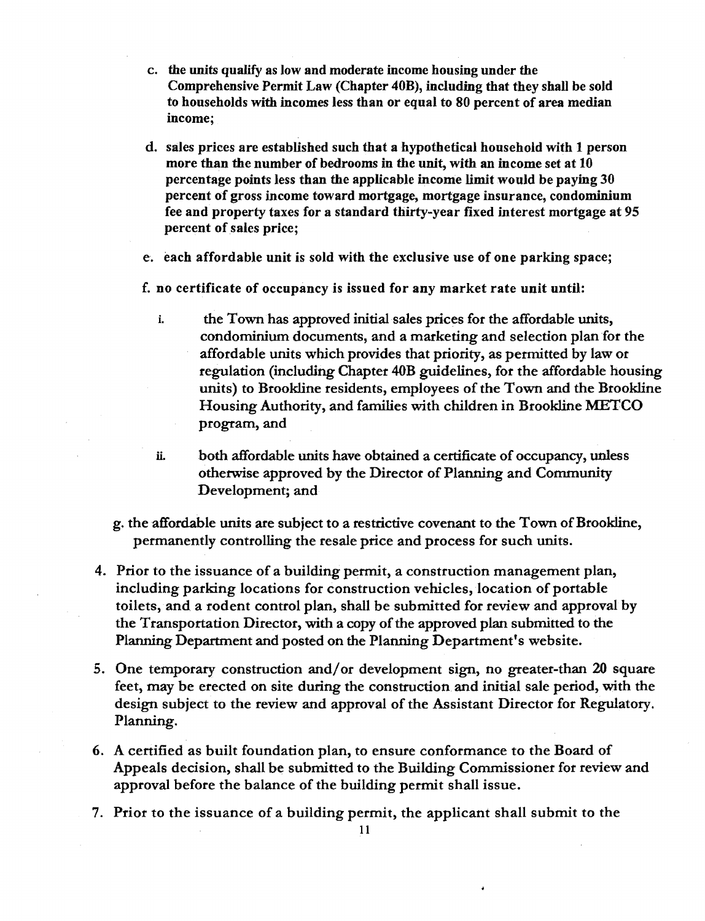c. **the units qualify as low and moderate income housing under the Comprehensive Permit Law (Chapter 40B), including that they shall be sold to households with incomes less than or equal to 80 percent of area median income;**

d. **sales prices are established such that a hypothetical household with 1 person more than the number of bedrooms in the unit, with an income set at 10 percentage points less than the applicable income limit would be paying 30 percent of gross income toward mortgage, mortgage insurance, condominium fee and property taxes for a standard thirty-year fixed interest mortgage at 95 percent of sales price;**

e. **each affordable unit is sold with the exclusive use of one parking space;**

f. **no certificate of occupancy is issued for any market rate unit until:**

   i. the Town has approved initial sales prices for the affordable units, condominium documents, and a marketing and selection plan for the affordable units which provides that priority, as permitted by law or regulation (including Chapter 40B guidelines, for the affordable housing units) to Brookline residents, employees of the Town and the Brookline Housing Authority, and families with children in Brookline METCO program, and

   ii. both affordable units have obtained a certificate of occupancy, unless otherwise approved by the Director of Planning and Community Development; and

g. the affordable units are subject to a restrictive covenant to the Town of Brookline, permanently controlling the resale price and process for such units.

4. Prior to the issuance of a building permit, a construction management plan, including parking locations for construction vehicles, location of portable toilets, and a rodent control plan, shall be submitted for review and approval by the Transportation Director, with a copy of the approved plan submitted to the Planning Department and posted on the Planning Department's website.

5. One temporary construction and/or development sign, no greater-than 20 square feet, may be erected on site during the construction and initial sale period, with the design subject to the review and approval of the Assistant Director for Regulatory. Planning.

6. A certified as built foundation plan, to ensure conformance to the Board of Appeals decision, shall be submitted to the Building Commissioner for review and approval before the balance of the building permit shall issue.

7. Prior to the issuance of a building permit, the applicant shall submit to the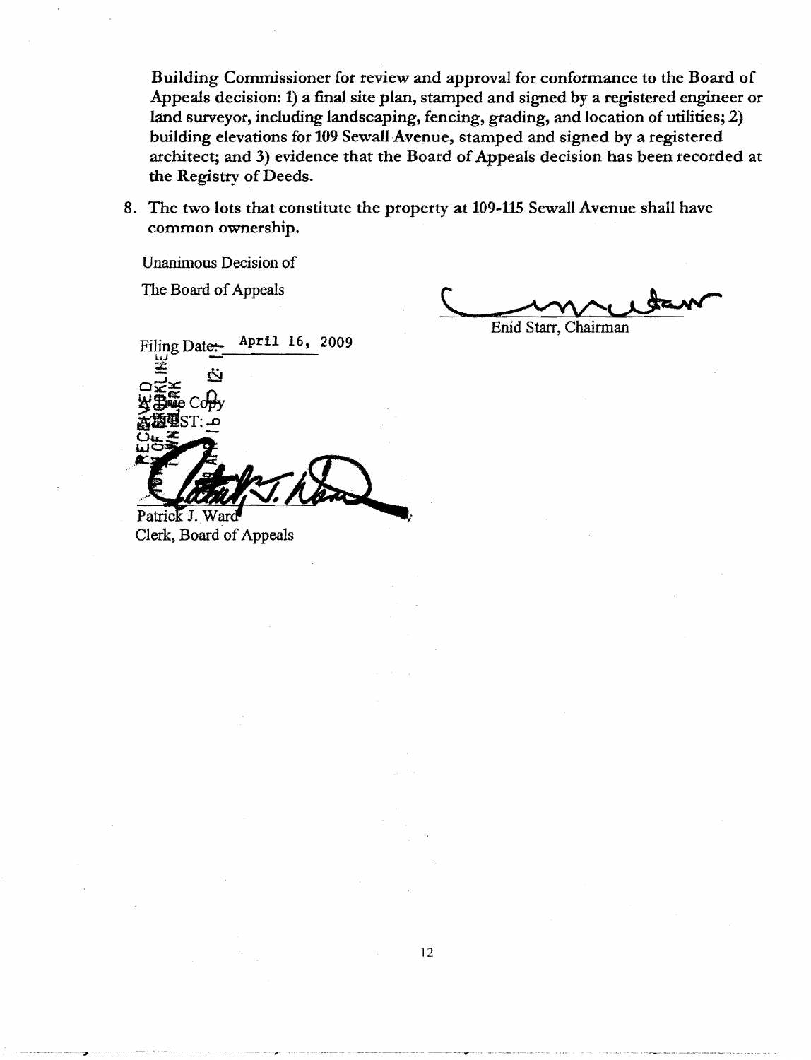Building Commissioner for review and approval for conformance to the Board of Appeals decision: 1) a final site plan, stamped and signed by a registered engineer or land surveyor, including landscaping, fencing, grading, and location of utilities; 2) building elevations for 109 Sewall Avenue, stamped and signed by a registered architect; and 3) evidence that the Board of Appeals decision has been recorded at the Registry of Deeds.

8. The two lots that constitute the property at 109-115 Sewall Avenue shall have common ownership.

Unanimous Decision of

The Board of Appeals

Enid Starr, Chairman

Filing Date: April 16, 2009

A True Copy

ATTEST:

Patrick J. Ward

Clerk, Board of Appeals